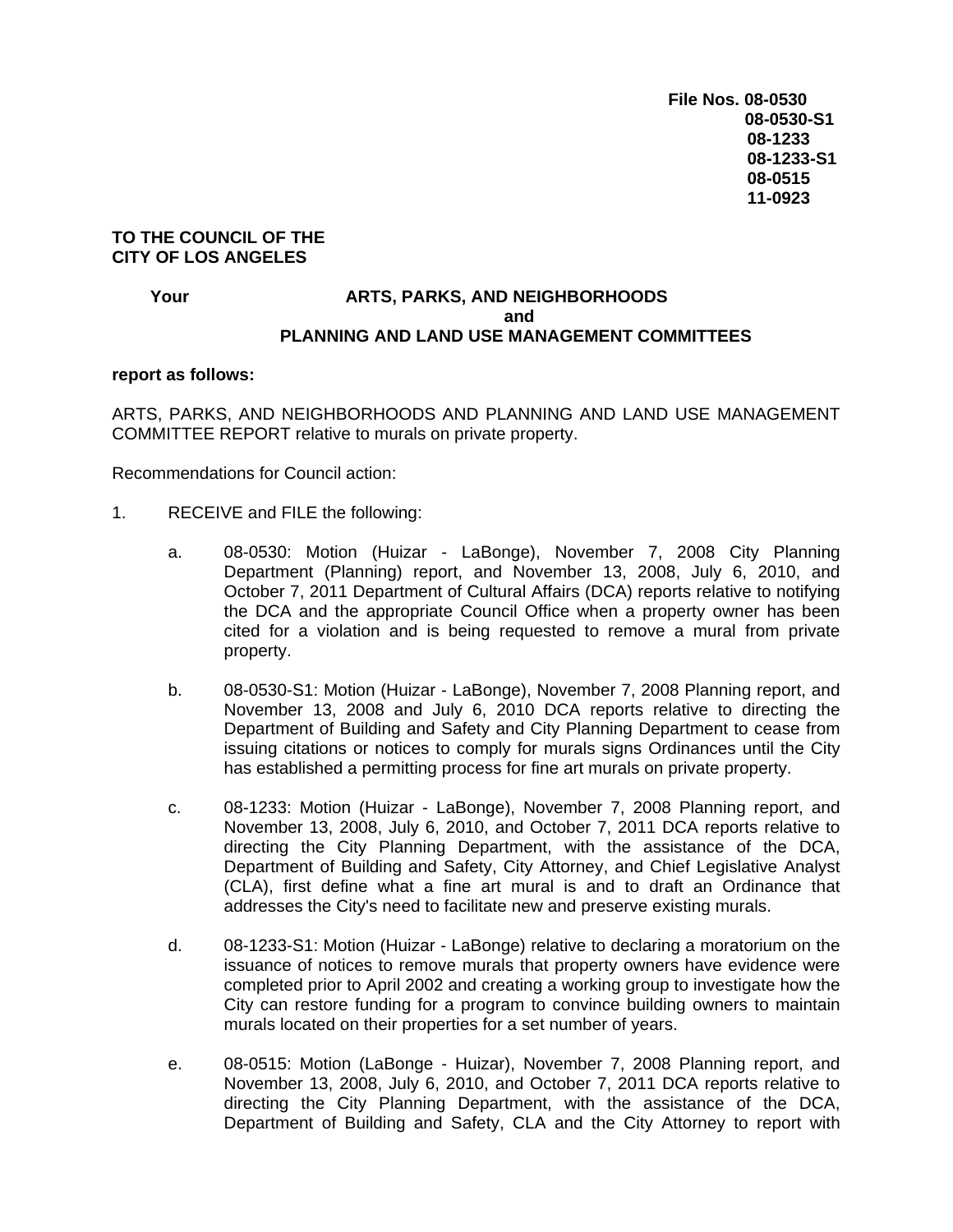**File Nos. 08-0530**
**08-0530-S1**
**08-1233**
**08-1233-S1**
**08-0515**
**11-0923**

**TO THE COUNCIL OF THE**
**CITY OF LOS ANGELES**

**Your ARTS, PARKS, AND NEIGHBORHOODS**
**and**
**PLANNING AND LAND USE MANAGEMENT COMMITTEES**

**report as follows:**

ARTS, PARKS, AND NEIGHBORHOODS AND PLANNING AND LAND USE MANAGEMENT COMMITTEE REPORT relative to murals on private property.

Recommendations for Council action:

1. RECEIVE and FILE the following:

   a. 08-0530: Motion (Huizar - LaBonge), November 7, 2008 City Planning Department (Planning) report, and November 13, 2008, July 6, 2010, and October 7, 2011 Department of Cultural Affairs (DCA) reports relative to notifying the DCA and the appropriate Council Office when a property owner has been cited for a violation and is being requested to remove a mural from private property.

   b. 08-0530-S1: Motion (Huizar - LaBonge), November 7, 2008 Planning report, and November 13, 2008 and July 6, 2010 DCA reports relative to directing the Department of Building and Safety and City Planning Department to cease from issuing citations or notices to comply for murals signs Ordinances until the City has established a permitting process for fine art murals on private property.

   c. 08-1233: Motion (Huizar - LaBonge), November 7, 2008 Planning report, and November 13, 2008, July 6, 2010, and October 7, 2011 DCA reports relative to directing the City Planning Department, with the assistance of the DCA, Department of Building and Safety, City Attorney, and Chief Legislative Analyst (CLA), first define what a fine art mural is and to draft an Ordinance that addresses the City's need to facilitate new and preserve existing murals.

   d. 08-1233-S1: Motion (Huizar - LaBonge) relative to declaring a moratorium on the issuance of notices to remove murals that property owners have evidence were completed prior to April 2002 and creating a working group to investigate how the City can restore funding for a program to convince building owners to maintain murals located on their properties for a set number of years.

   e. 08-0515: Motion (LaBonge - Huizar), November 7, 2008 Planning report, and November 13, 2008, July 6, 2010, and October 7, 2011 DCA reports relative to directing the City Planning Department, with the assistance of the DCA, Department of Building and Safety, CLA and the City Attorney to report with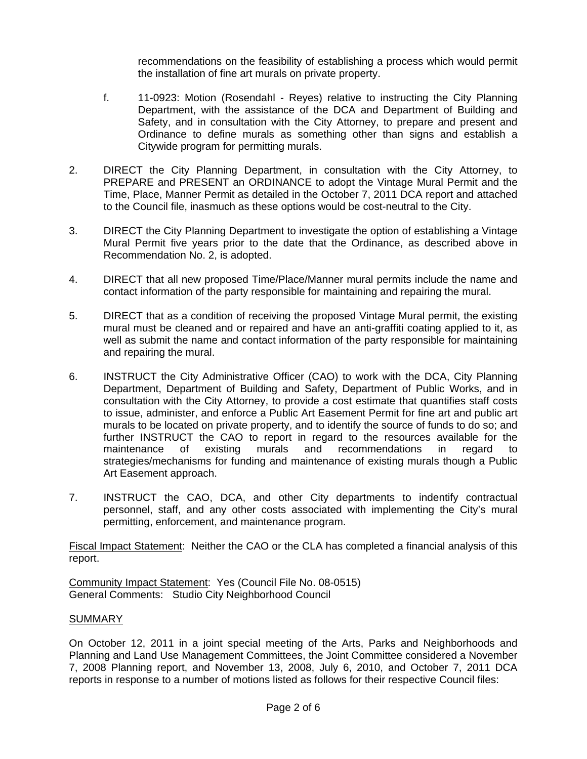recommendations on the feasibility of establishing a process which would permit the installation of fine art murals on private property.

f. 11-0923: Motion (Rosendahl - Reyes) relative to instructing the City Planning Department, with the assistance of the DCA and Department of Building and Safety, and in consultation with the City Attorney, to prepare and present and Ordinance to define murals as something other than signs and establish a Citywide program for permitting murals.

2. DIRECT the City Planning Department, in consultation with the City Attorney, to PREPARE and PRESENT an ORDINANCE to adopt the Vintage Mural Permit and the Time, Place, Manner Permit as detailed in the October 7, 2011 DCA report and attached to the Council file, inasmuch as these options would be cost-neutral to the City.

3. DIRECT the City Planning Department to investigate the option of establishing a Vintage Mural Permit five years prior to the date that the Ordinance, as described above in Recommendation No. 2, is adopted.

4. DIRECT that all new proposed Time/Place/Manner mural permits include the name and contact information of the party responsible for maintaining and repairing the mural.

5. DIRECT that as a condition of receiving the proposed Vintage Mural permit, the existing mural must be cleaned and or repaired and have an anti-graffiti coating applied to it, as well as submit the name and contact information of the party responsible for maintaining and repairing the mural.

6. INSTRUCT the City Administrative Officer (CAO) to work with the DCA, City Planning Department, Department of Building and Safety, Department of Public Works, and in consultation with the City Attorney, to provide a cost estimate that quantifies staff costs to issue, administer, and enforce a Public Art Easement Permit for fine art and public art murals to be located on private property, and to identify the source of funds to do so; and further INSTRUCT the CAO to report in regard to the resources available for the maintenance of existing murals and recommendations in regard to strategies/mechanisms for funding and maintenance of existing murals though a Public Art Easement approach.

7. INSTRUCT the CAO, DCA, and other City departments to indentify contractual personnel, staff, and any other costs associated with implementing the City's mural permitting, enforcement, and maintenance program.

Fiscal Impact Statement: Neither the CAO or the CLA has completed a financial analysis of this report.

Community Impact Statement: Yes (Council File No. 08-0515)
General Comments: Studio City Neighborhood Council

SUMMARY

On October 12, 2011 in a joint special meeting of the Arts, Parks and Neighborhoods and Planning and Land Use Management Committees, the Joint Committee considered a November 7, 2008 Planning report, and November 13, 2008, July 6, 2010, and October 7, 2011 DCA reports in response to a number of motions listed as follows for their respective Council files: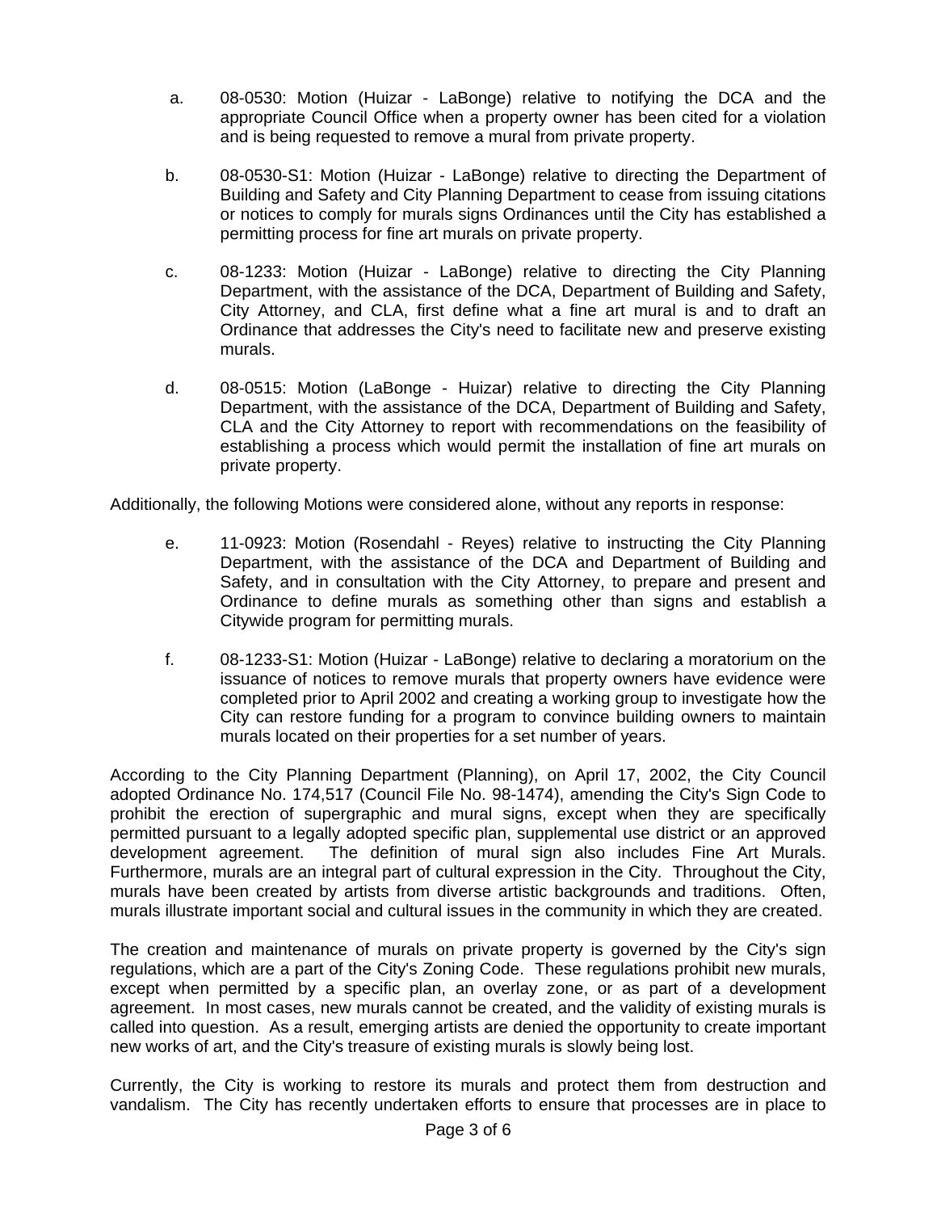a. 08-0530: Motion (Huizar - LaBonge) relative to notifying the DCA and the appropriate Council Office when a property owner has been cited for a violation and is being requested to remove a mural from private property.

b. 08-0530-S1: Motion (Huizar - LaBonge) relative to directing the Department of Building and Safety and City Planning Department to cease from issuing citations or notices to comply for murals signs Ordinances until the City has established a permitting process for fine art murals on private property.

c. 08-1233: Motion (Huizar - LaBonge) relative to directing the City Planning Department, with the assistance of the DCA, Department of Building and Safety, City Attorney, and CLA, first define what a fine art mural is and to draft an Ordinance that addresses the City's need to facilitate new and preserve existing murals.

d. 08-0515: Motion (LaBonge - Huizar) relative to directing the City Planning Department, with the assistance of the DCA, Department of Building and Safety, CLA and the City Attorney to report with recommendations on the feasibility of establishing a process which would permit the installation of fine art murals on private property.

Additionally, the following Motions were considered alone, without any reports in response:

e. 11-0923: Motion (Rosendahl - Reyes) relative to instructing the City Planning Department, with the assistance of the DCA and Department of Building and Safety, and in consultation with the City Attorney, to prepare and present and Ordinance to define murals as something other than signs and establish a Citywide program for permitting murals.

f. 08-1233-S1: Motion (Huizar - LaBonge) relative to declaring a moratorium on the issuance of notices to remove murals that property owners have evidence were completed prior to April 2002 and creating a working group to investigate how the City can restore funding for a program to convince building owners to maintain murals located on their properties for a set number of years.

According to the City Planning Department (Planning), on April 17, 2002, the City Council adopted Ordinance No. 174,517 (Council File No. 98-1474), amending the City's Sign Code to prohibit the erection of supergraphic and mural signs, except when they are specifically permitted pursuant to a legally adopted specific plan, supplemental use district or an approved development agreement. The definition of mural sign also includes Fine Art Murals. Furthermore, murals are an integral part of cultural expression in the City. Throughout the City, murals have been created by artists from diverse artistic backgrounds and traditions. Often, murals illustrate important social and cultural issues in the community in which they are created.

The creation and maintenance of murals on private property is governed by the City's sign regulations, which are a part of the City's Zoning Code. These regulations prohibit new murals, except when permitted by a specific plan, an overlay zone, or as part of a development agreement. In most cases, new murals cannot be created, and the validity of existing murals is called into question. As a result, emerging artists are denied the opportunity to create important new works of art, and the City's treasure of existing murals is slowly being lost.

Currently, the City is working to restore its murals and protect them from destruction and vandalism. The City has recently undertaken efforts to ensure that processes are in place to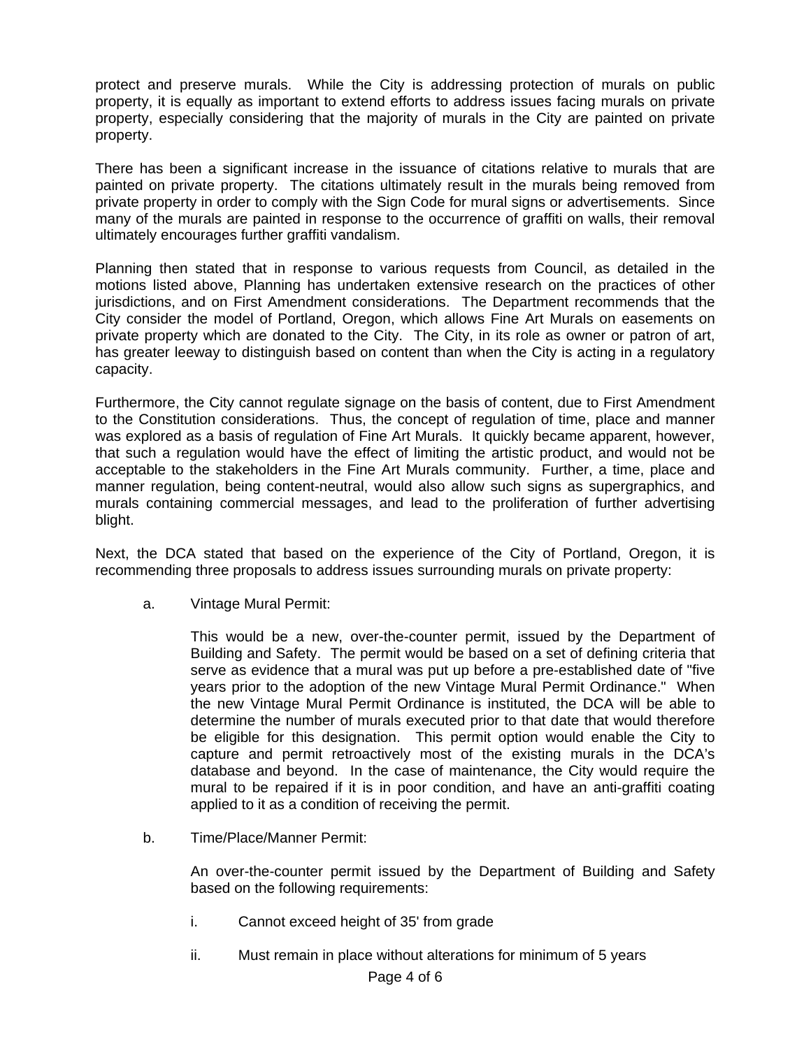protect and preserve murals. While the City is addressing protection of murals on public property, it is equally as important to extend efforts to address issues facing murals on private property, especially considering that the majority of murals in the City are painted on private property.

There has been a significant increase in the issuance of citations relative to murals that are painted on private property. The citations ultimately result in the murals being removed from private property in order to comply with the Sign Code for mural signs or advertisements. Since many of the murals are painted in response to the occurrence of graffiti on walls, their removal ultimately encourages further graffiti vandalism.

Planning then stated that in response to various requests from Council, as detailed in the motions listed above, Planning has undertaken extensive research on the practices of other jurisdictions, and on First Amendment considerations. The Department recommends that the City consider the model of Portland, Oregon, which allows Fine Art Murals on easements on private property which are donated to the City. The City, in its role as owner or patron of art, has greater leeway to distinguish based on content than when the City is acting in a regulatory capacity.

Furthermore, the City cannot regulate signage on the basis of content, due to First Amendment to the Constitution considerations. Thus, the concept of regulation of time, place and manner was explored as a basis of regulation of Fine Art Murals. It quickly became apparent, however, that such a regulation would have the effect of limiting the artistic product, and would not be acceptable to the stakeholders in the Fine Art Murals community. Further, a time, place and manner regulation, being content-neutral, would also allow such signs as supergraphics, and murals containing commercial messages, and lead to the proliferation of further advertising blight.

Next, the DCA stated that based on the experience of the City of Portland, Oregon, it is recommending three proposals to address issues surrounding murals on private property:

a. Vintage Mural Permit:

   This would be a new, over-the-counter permit, issued by the Department of Building and Safety. The permit would be based on a set of defining criteria that serve as evidence that a mural was put up before a pre-established date of "five years prior to the adoption of the new Vintage Mural Permit Ordinance." When the new Vintage Mural Permit Ordinance is instituted, the DCA will be able to determine the number of murals executed prior to that date that would therefore be eligible for this designation. This permit option would enable the City to capture and permit retroactively most of the existing murals in the DCA's database and beyond. In the case of maintenance, the City would require the mural to be repaired if it is in poor condition, and have an anti-graffiti coating applied to it as a condition of receiving the permit.

b. Time/Place/Manner Permit:

   An over-the-counter permit issued by the Department of Building and Safety based on the following requirements:

   i. Cannot exceed height of 35' from grade

   ii. Must remain in place without alterations for minimum of 5 years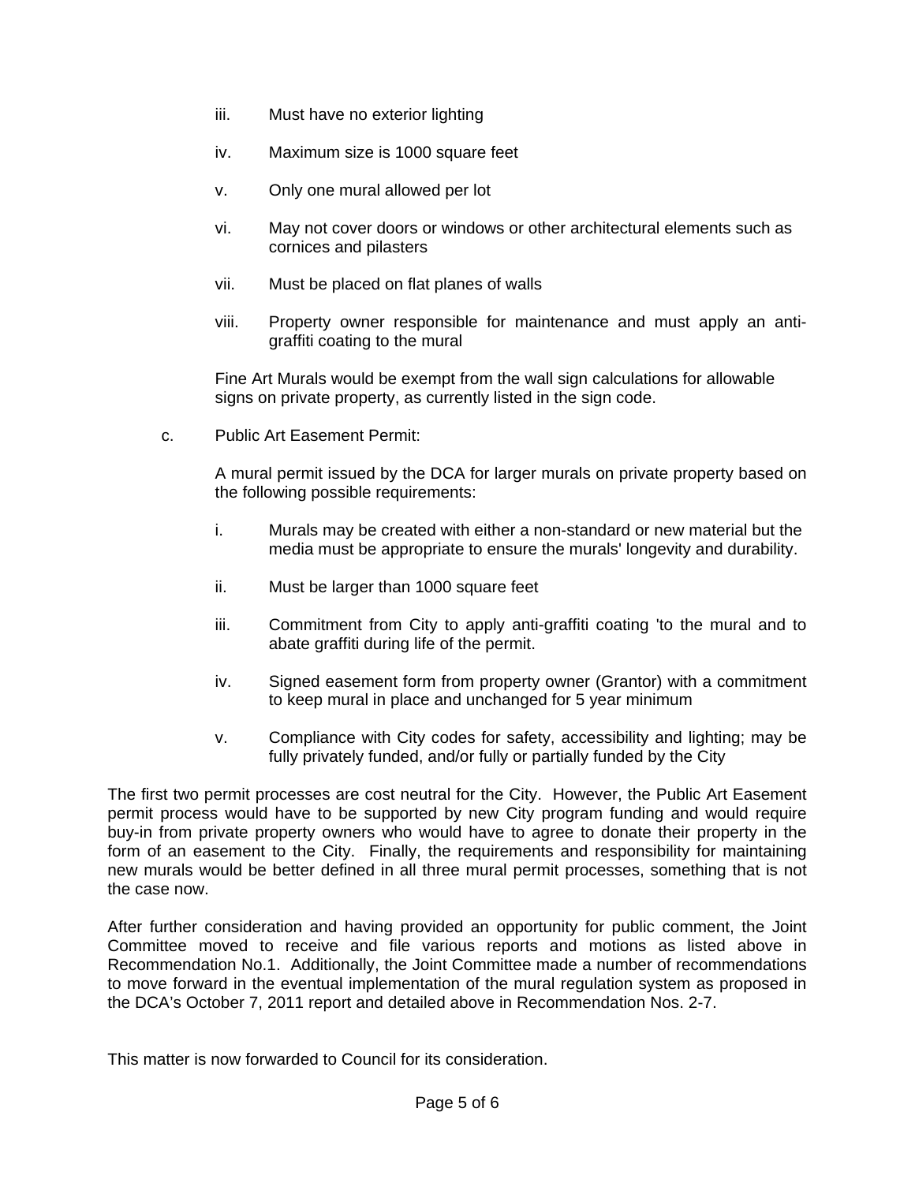iii. Must have no exterior lighting

iv. Maximum size is 1000 square feet

v. Only one mural allowed per lot

vi. May not cover doors or windows or other architectural elements such as cornices and pilasters

vii. Must be placed on flat planes of walls

viii. Property owner responsible for maintenance and must apply an anti-graffiti coating to the mural

Fine Art Murals would be exempt from the wall sign calculations for allowable signs on private property, as currently listed in the sign code.

c. Public Art Easement Permit:

A mural permit issued by the DCA for larger murals on private property based on the following possible requirements:

i. Murals may be created with either a non-standard or new material but the media must be appropriate to ensure the murals' longevity and durability.

ii. Must be larger than 1000 square feet

iii. Commitment from City to apply anti-graffiti coating 'to the mural and to abate graffiti during life of the permit.

iv. Signed easement form from property owner (Grantor) with a commitment to keep mural in place and unchanged for 5 year minimum

v. Compliance with City codes for safety, accessibility and lighting; may be fully privately funded, and/or fully or partially funded by the City

The first two permit processes are cost neutral for the City. However, the Public Art Easement permit process would have to be supported by new City program funding and would require buy-in from private property owners who would have to agree to donate their property in the form of an easement to the City. Finally, the requirements and responsibility for maintaining new murals would be better defined in all three mural permit processes, something that is not the case now.

After further consideration and having provided an opportunity for public comment, the Joint Committee moved to receive and file various reports and motions as listed above in Recommendation No.1. Additionally, the Joint Committee made a number of recommendations to move forward in the eventual implementation of the mural regulation system as proposed in the DCA's October 7, 2011 report and detailed above in Recommendation Nos. 2-7.

This matter is now forwarded to Council for its consideration.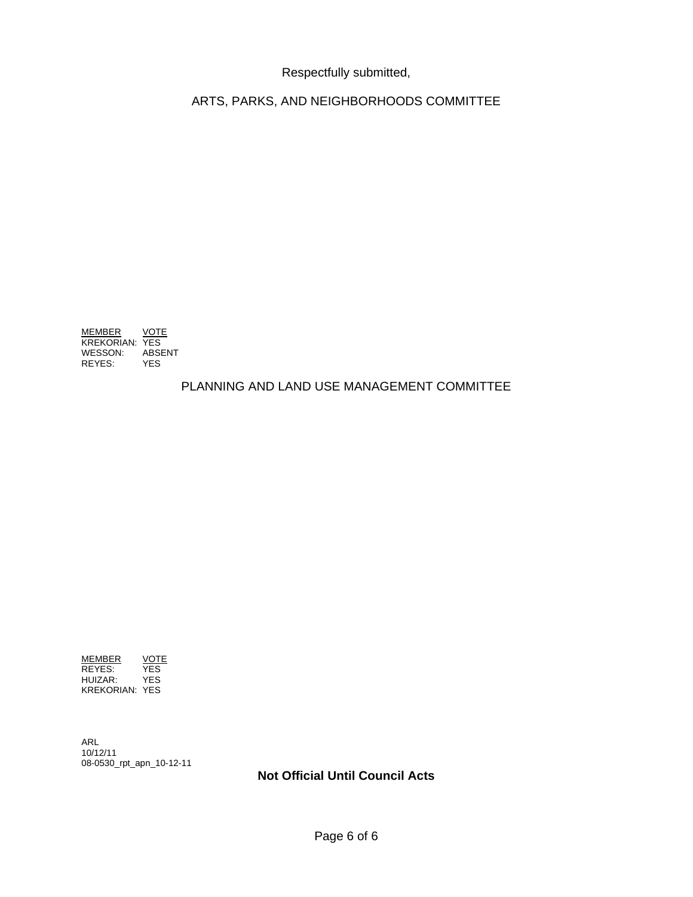Respectfully submitted,

ARTS, PARKS, AND NEIGHBORHOODS COMMITTEE

| MEMBER | VOTE |
| --- | --- |
| KREKORIAN: | YES |
| WESSON: | ABSENT |
| REYES: | YES |

PLANNING AND LAND USE MANAGEMENT COMMITTEE

| MEMBER | VOTE |
| --- | --- |
| REYES: | YES |
| HUIZAR: | YES |
| KREKORIAN: | YES |

ARL
10/12/11
08-0530_rpt_apn_10-12-11

**Not Official Until Council Acts**